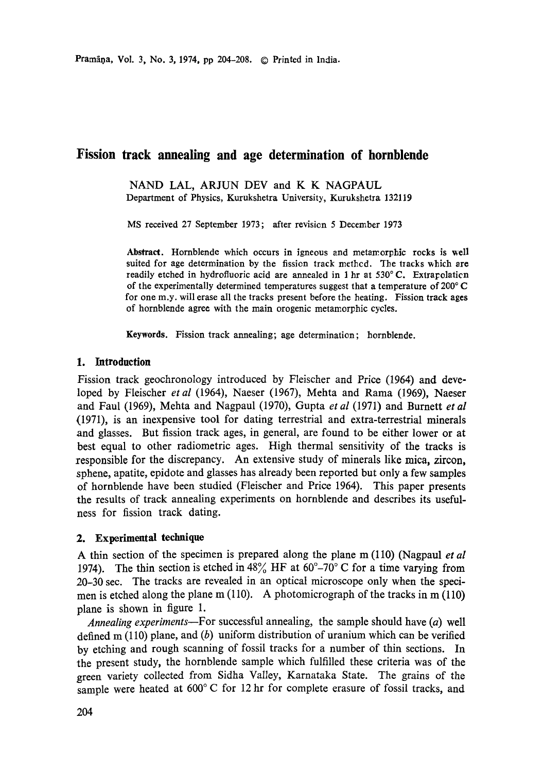# Fission track annealing and age determination of hornblende

NAND LAL, ARJUN DEV and K K NAGPAUL
Department of Physics, Kurukshetra University, Kurukshetra 132119

MS received 27 September 1973; after revision 5 December 1973

**Abstract.** Hornblende which occurs in igneous and metamorphic rocks is well suited for age determination by the fission track method. The tracks which are readily etched in hydrofluoric acid are annealed in 1 hr at 530° C. Extrapolation of the experimentally determined temperatures suggest that a temperature of 200° C for one m.y. will erase all the tracks present before the heating. Fission track ages of hornblende agree with the main orogenic metamorphic cycles.

**Keywords.** Fission track annealing; age determination; hornblende.

## 1. Introduction

Fission track geochronology introduced by Fleischer and Price (1964) and developed by Fleischer *et al* (1964), Naeser (1967), Mehta and Rama (1969), Naeser and Faul (1969), Mehta and Nagpaul (1970), Gupta *et al* (1971) and Burnett *et al* (1971), is an inexpensive tool for dating terrestrial and extra-terrestrial minerals and glasses. But fission track ages, in general, are found to be either lower or at best equal to other radiometric ages. High thermal sensitivity of the tracks is responsible for the discrepancy. An extensive study of minerals like mica, zircon, sphene, apatite, epidote and glasses has already been reported but only a few samples of hornblende have been studied (Fleischer and Price 1964). This paper presents the results of track annealing experiments on hornblende and describes its usefulness for fission track dating.

## 2. Experimental technique

A thin section of the specimen is prepared along the plane m (110) (Nagpaul *et al* 1974). The thin section is etched in 48% HF at 60°–70° C for a time varying from 20–30 sec. The tracks are revealed in an optical microscope only when the specimen is etched along the plane m (110). A photomicrograph of the tracks in m (110) plane is shown in figure 1.

*Annealing experiments*—For successful annealing, the sample should have (*a*) well defined m (110) plane, and (*b*) uniform distribution of uranium which can be verified by etching and rough scanning of fossil tracks for a number of thin sections. In the present study, the hornblende sample which fulfilled these criteria was of the green variety collected from Sidha Valley, Karnataka State. The grains of the sample were heated at 600° C for 12 hr for complete erasure of fossil tracks, and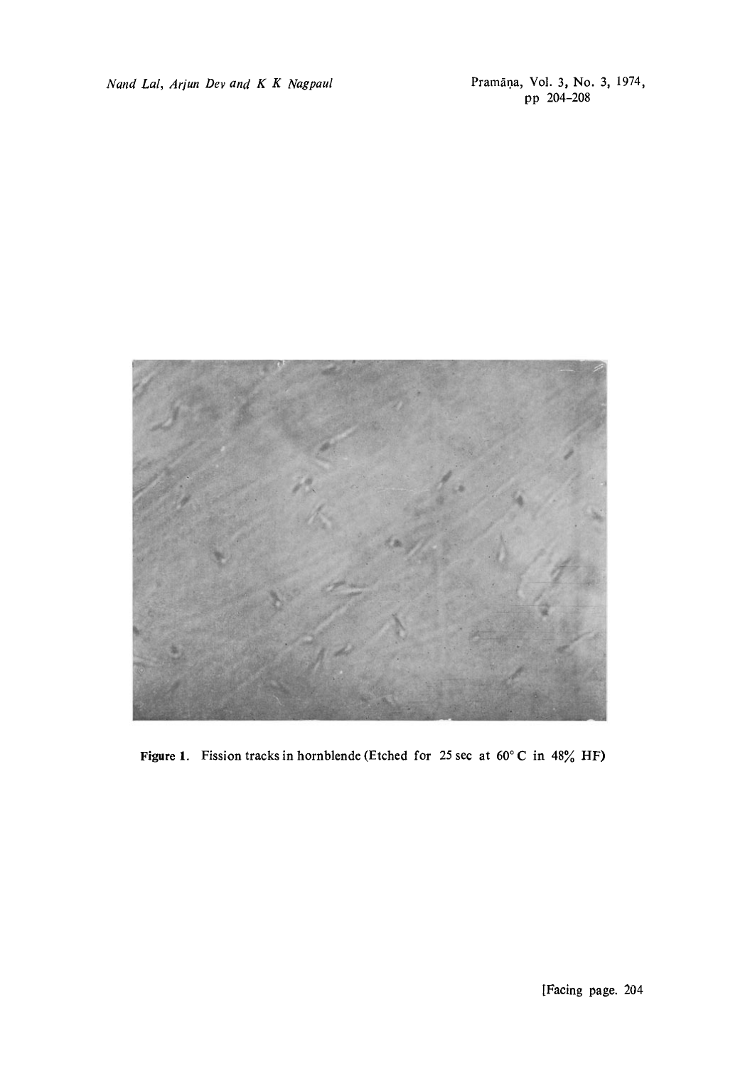Figure 1. Fission tracks in hornblende (Etched for 25 sec at 60° C in 48% HF)

[Facing page. 204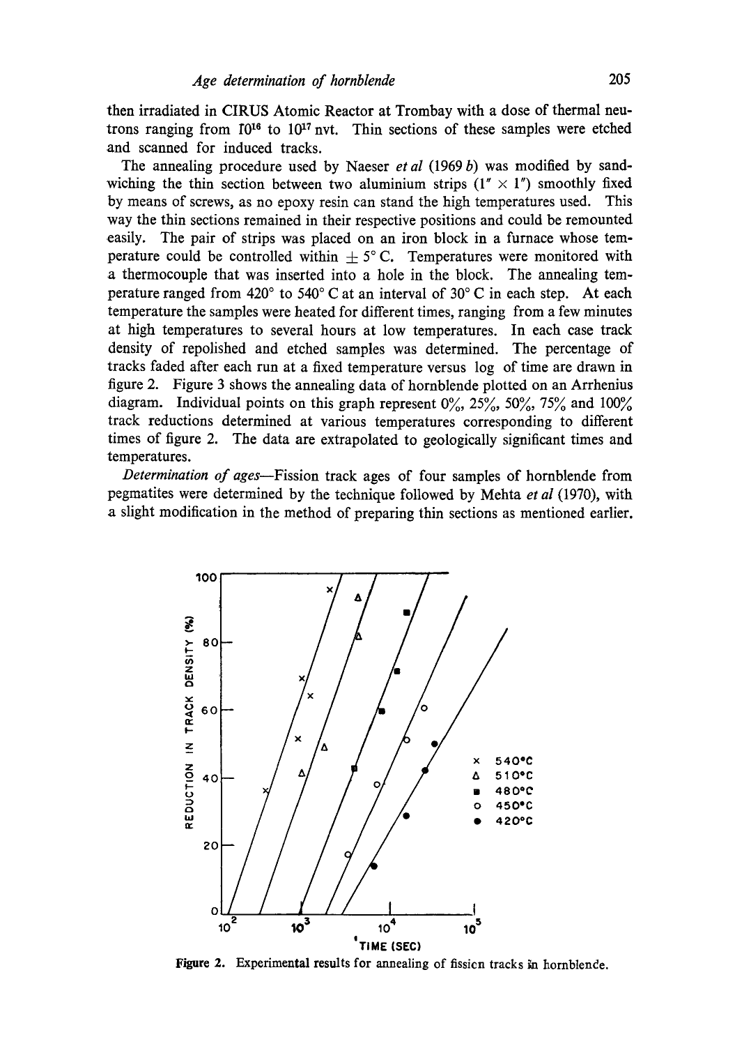then irradiated in CIRUS Atomic Reactor at Trombay with a dose of thermal neutrons ranging from $10^{16}$ to $10^{17}$ nvt. Thin sections of these samples were etched and scanned for induced tracks.

The annealing procedure used by Naeser *et al* (1969 *b*) was modified by sandwiching the thin section between two aluminium strips (1″ × 1″) smoothly fixed by means of screws, as no epoxy resin can stand the high temperatures used. This way the thin sections remained in their respective positions and could be remounted easily. The pair of strips was placed on an iron block in a furnace whose temperature could be controlled within ± 5° C. Temperatures were monitored with a thermocouple that was inserted into a hole in the block. The annealing temperature ranged from 420° to 540° C at an interval of 30° C in each step. At each temperature the samples were heated for different times, ranging from a few minutes at high temperatures to several hours at low temperatures. In each case track density of repolished and etched samples was determined. The percentage of tracks faded after each run at a fixed temperature versus log of time are drawn in figure 2. Figure 3 shows the annealing data of hornblende plotted on an Arrhenius diagram. Individual points on this graph represent 0%, 25%, 50%, 75% and 100% track reductions determined at various temperatures corresponding to different times of figure 2. The data are extrapolated to geologically significant times and temperatures.

*Determination of ages*—Fission track ages of four samples of hornblende from pegmatites were determined by the technique followed by Mehta *et al* (1970), with a slight modification in the method of preparing thin sections as mentioned earlier.

Figure 2. Experimental results for annealing of fission tracks in hornblende.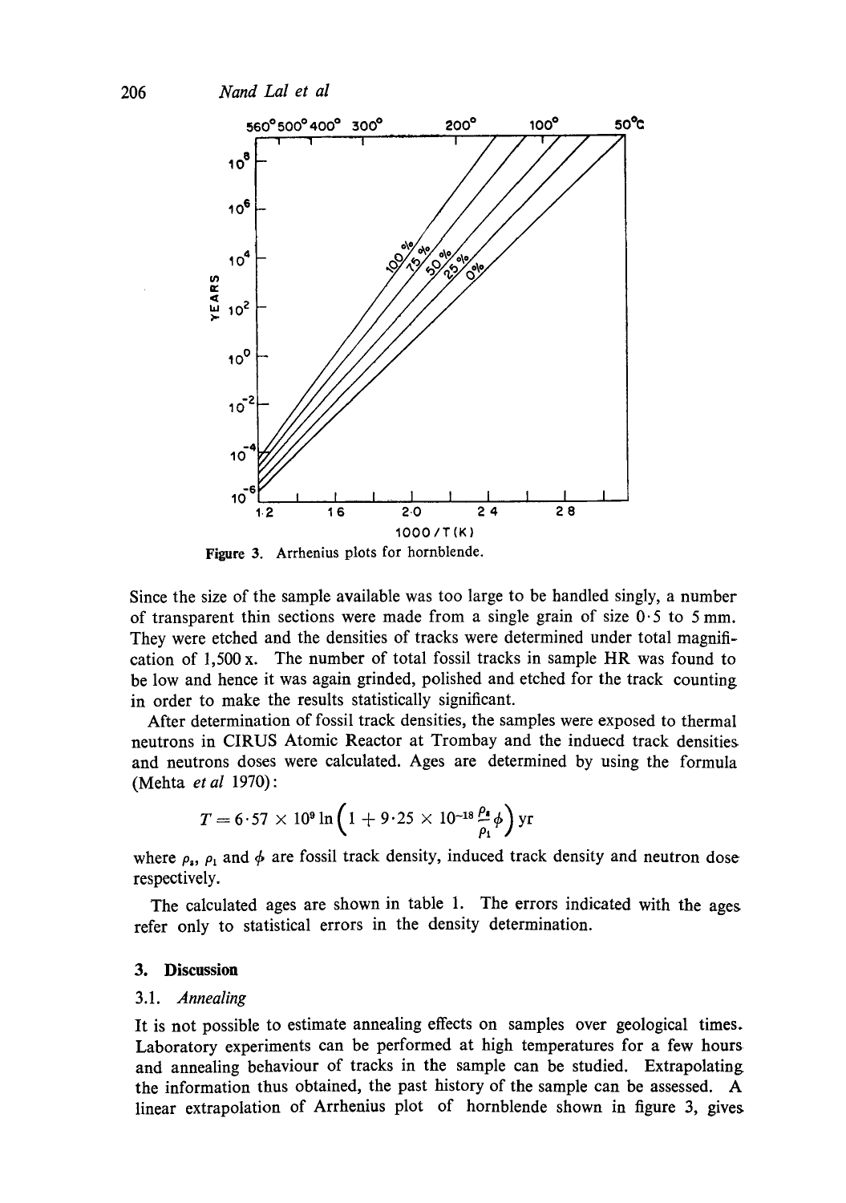Figure 3. Arrhenius plots for hornblende.

Since the size of the sample available was too large to be handled singly, a number of transparent thin sections were made from a single grain of size 0·5 to 5 mm. They were etched and the densities of tracks were determined under total magnification of 1,500 x. The number of total fossil tracks in sample HR was found to be low and hence it was again grinded, polished and etched for the track counting in order to make the results statistically significant.

After determination of fossil track densities, the samples were exposed to thermal neutrons in CIRUS Atomic Reactor at Trombay and the induecd track densities and neutrons doses were calculated. Ages are determined by using the formula (Mehta *et al* 1970):

$$T = 6{\cdot}57 \times 10^{9} \ln\left(1 + 9{\cdot}25 \times 10^{-18} \frac{\rho_s}{\rho_i} \phi\right) \text{yr}$$

where $\rho_s$, $\rho_i$ and $\phi$ are fossil track density, induced track density and neutron dose respectively.

The calculated ages are shown in table 1. The errors indicated with the ages refer only to statistical errors in the density determination.

## 3. Discussion

### 3.1. *Annealing*

It is not possible to estimate annealing effects on samples over geological times. Laboratory experiments can be performed at high temperatures for a few hours and annealing behaviour of tracks in the sample can be studied. Extrapolating the information thus obtained, the past history of the sample can be assessed. A linear extrapolation of Arrhenius plot of hornblende shown in figure 3, gives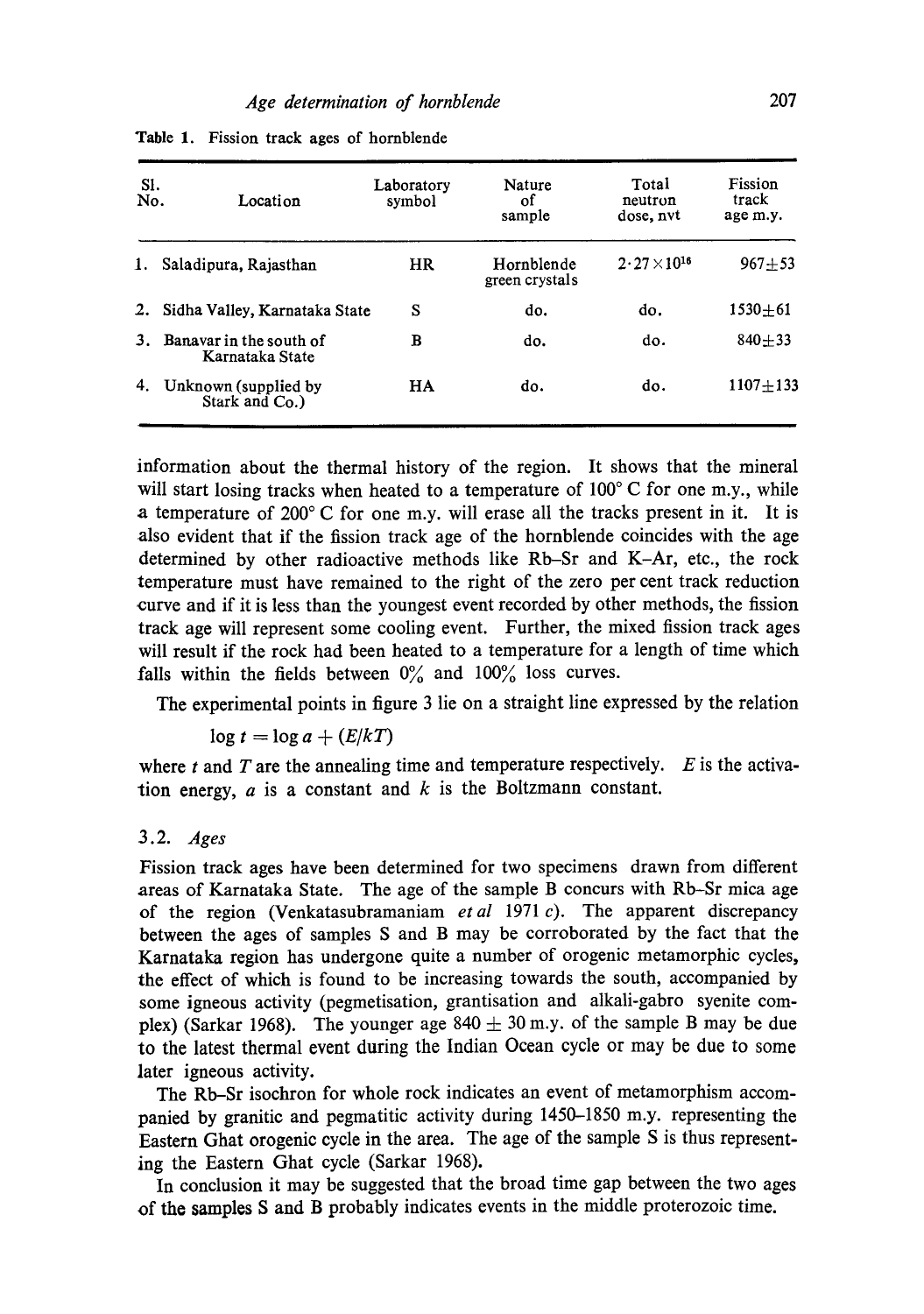Table 1. Fission track ages of hornblende

| Sl. No. | Location | Laboratory symbol | Nature of sample | Total neutron dose, nvt | Fission track age m.y. |
|---|---|---|---|---|---|
| 1. | Saladipura, Rajasthan | HR | Hornblende green crystals | $2 \cdot 27 \times 10^{16}$ | $967 \pm 53$ |
| 2. | Sidha Valley, Karnataka State | S | do. | do. | $1530 \pm 61$ |
| 3. | Banavar in the south of Karnataka State | B | do. | do. | $840 \pm 33$ |
| 4. | Unknown (supplied by Stark and Co.) | HA | do. | do. | $1107 \pm 133$ |

information about the thermal history of the region. It shows that the mineral will start losing tracks when heated to a temperature of 100° C for one m.y., while a temperature of 200° C for one m.y. will erase all the tracks present in it. It is also evident that if the fission track age of the hornblende coincides with the age determined by other radioactive methods like Rb–Sr and K–Ar, etc., the rock temperature must have remained to the right of the zero per cent track reduction curve and if it is less than the youngest event recorded by other methods, the fission track age will represent some cooling event. Further, the mixed fission track ages will result if the rock had been heated to a temperature for a length of time which falls within the fields between 0% and 100% loss curves.

The experimental points in figure 3 lie on a straight line expressed by the relation

$$\log t = \log a + (E/kT)$$

where $t$ and $T$ are the annealing time and temperature respectively. $E$ is the activation energy, $a$ is a constant and $k$ is the Boltzmann constant.

### 3.2. *Ages*

Fission track ages have been determined for two specimens drawn from different areas of Karnataka State. The age of the sample B concurs with Rb–Sr mica age of the region (Venkatasubramaniam *et al* 1971 *c*). The apparent discrepancy between the ages of samples S and B may be corroborated by the fact that the Karnataka region has undergone quite a number of orogenic metamorphic cycles, the effect of which is found to be increasing towards the south, accompanied by some igneous activity (pegmetisation, grantisation and alkali-gabro syenite complex) (Sarkar 1968). The younger age $840 \pm 30$ m.y. of the sample B may be due to the latest thermal event during the Indian Ocean cycle or may be due to some later igneous activity.

The Rb–Sr isochron for whole rock indicates an event of metamorphism accompanied by granitic and pegmatitic activity during 1450–1850 m.y. representing the Eastern Ghat orogenic cycle in the area. The age of the sample S is thus representing the Eastern Ghat cycle (Sarkar 1968).

In conclusion it may be suggested that the broad time gap between the two ages of the samples S and B probably indicates events in the middle proterozoic time.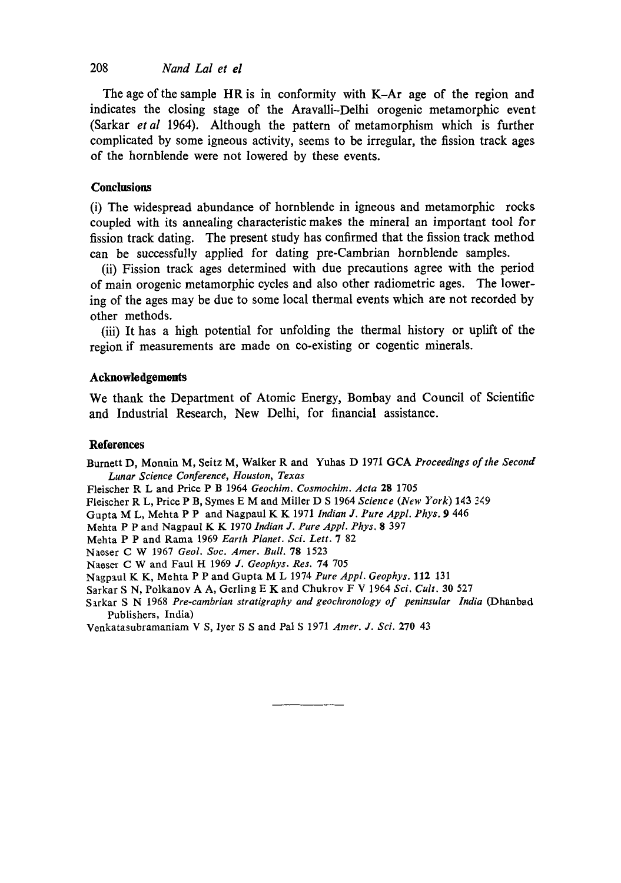The age of the sample HR is in conformity with K–Ar age of the region and indicates the closing stage of the Aravalli–Delhi orogenic metamorphic event (Sarkar *et al* 1964). Although the pattern of metamorphism which is further complicated by some igneous activity, seems to be irregular, the fission track ages of the hornblende were not lowered by these events.

## Conclusions

(i) The widespread abundance of hornblende in igneous and metamorphic rocks coupled with its annealing characteristic makes the mineral an important tool for fission track dating. The present study has confirmed that the fission track method can be successfully applied for dating pre-Cambrian hornblende samples.

(ii) Fission track ages determined with due precautions agree with the period of main orogenic metamorphic cycles and also other radiometric ages. The lowering of the ages may be due to some local thermal events which are not recorded by other methods.

(iii) It has a high potential for unfolding the thermal history or uplift of the region if measurements are made on co-existing or cogentic minerals.

## Acknowledgements

We thank the Department of Atomic Energy, Bombay and Council of Scientific and Industrial Research, New Delhi, for financial assistance.

## References

Burnett D, Monnin M, Seitz M, Walker R and Yuhas D 1971 GCA *Proceedings of the Second Lunar Science Conference, Houston, Texas*

Fleischer R L and Price P B 1964 *Geochim. Cosmochim. Acta* **28** 1705

Fleischer R L, Price P B, Symes E M and Miller D S 1964 *Science (New York)* **143** 349

Gupta M L, Mehta P P and Nagpaul K K 1971 *Indian J. Pure Appl. Phys.* **9** 446

Mehta P P and Nagpaul K K 1970 *Indian J. Pure Appl. Phys.* **8** 397

Mehta P P and Rama 1969 *Earth Planet. Sci. Lett.* **7** 82

Naeser C W 1967 *Geol. Soc. Amer. Bull.* **78** 1523

Naeser C W and Faul H 1969 *J. Geophys. Res.* **74** 705

Nagpaul K K, Mehta P P and Gupta M L 1974 *Pure Appl. Geophys.* **112** 131

Sarkar S N, Polkanov A A, Gerling E K and Chukrov F V 1964 *Sci. Cult.* **30** 527

Sarkar S N 1968 *Pre-cambrian stratigraphy and geochronology of peninsular India* (Dhanbad Publishers, India)

Venkatasubramaniam V S, Iyer S S and Pal S 1971 *Amer. J. Sci.* **270** 43